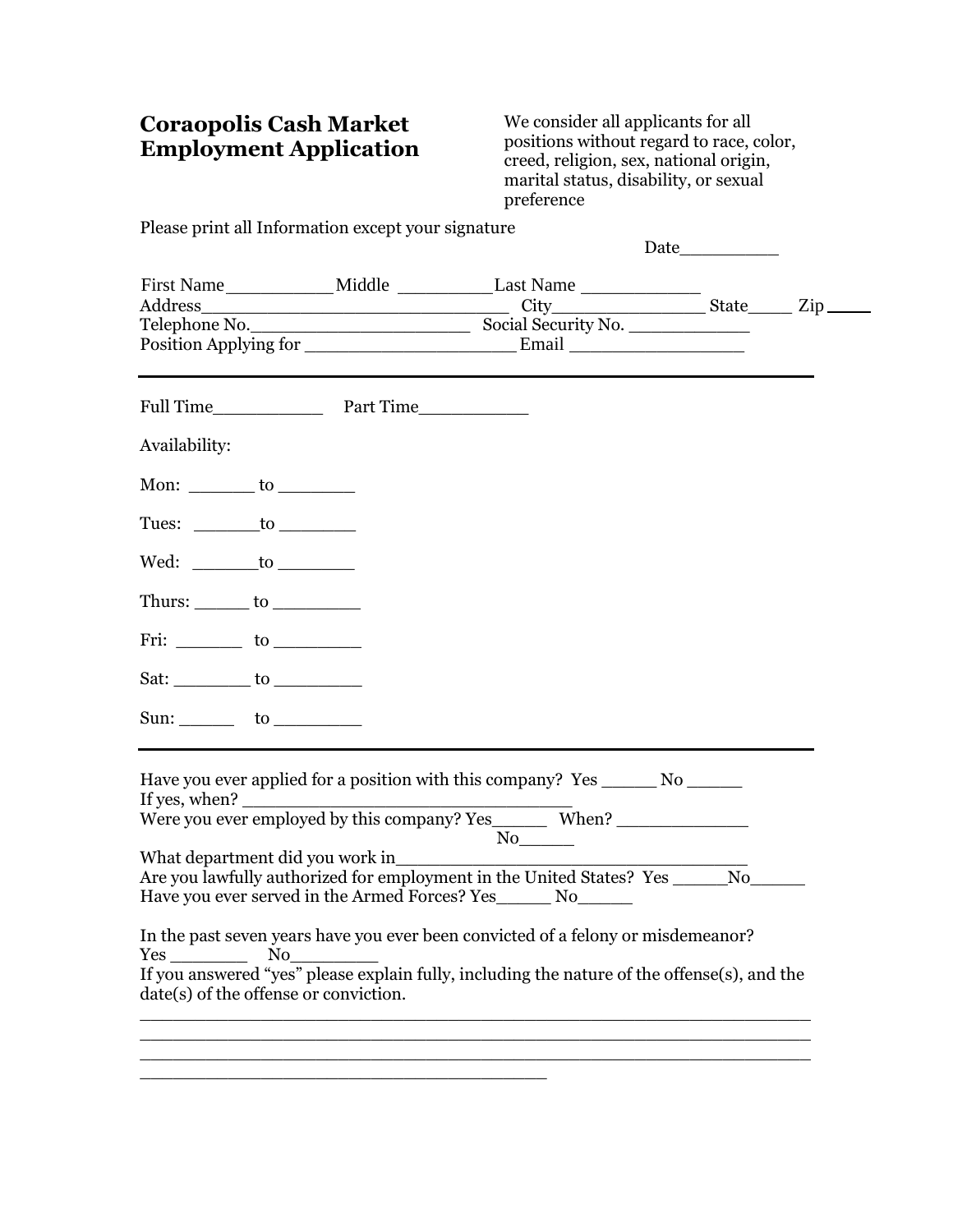# Coraopolis Cash Market Employment Application

We consider all applicants for all positions without regard to race, color, creed, religion, sex, national origin, marital status, disability, or sexual preference

Please print all Information except your signature

Date__________

First Name___________Middle __________Last Name ____________
Address________________________________ City________________ State_____ Zip _____
Telephone No.______________________ Social Security No. ____________
Position Applying for ____________________ Email _________________

---

Full Time___________ Part Time___________

Availability:

Mon: ______ to _______

Tues: ______to _______

Wed: ______to _______

Thurs: _____ to ________

Fri: ______ to ________

Sat: _______ to ________

Sun: _____ to ________

---

Have you ever applied for a position with this company? Yes _____ No _____
If yes, when? ________________________________
Were you ever employed by this company? Yes_____ When? _____________
No_____
What department did you work in___________________________________
Are you lawfully authorized for employment in the United States? Yes _____No_____
Have you ever served in the Armed Forces? Yes_____ No_____

In the past seven years have you ever been convicted of a felony or misdemeanor?
Yes _______ No________
If you answered "yes" please explain fully, including the nature of the offense(s), and the date(s) of the offense or conviction.
_________________________________________________________________
_________________________________________________________________
_________________________________________________________________
_______________________________________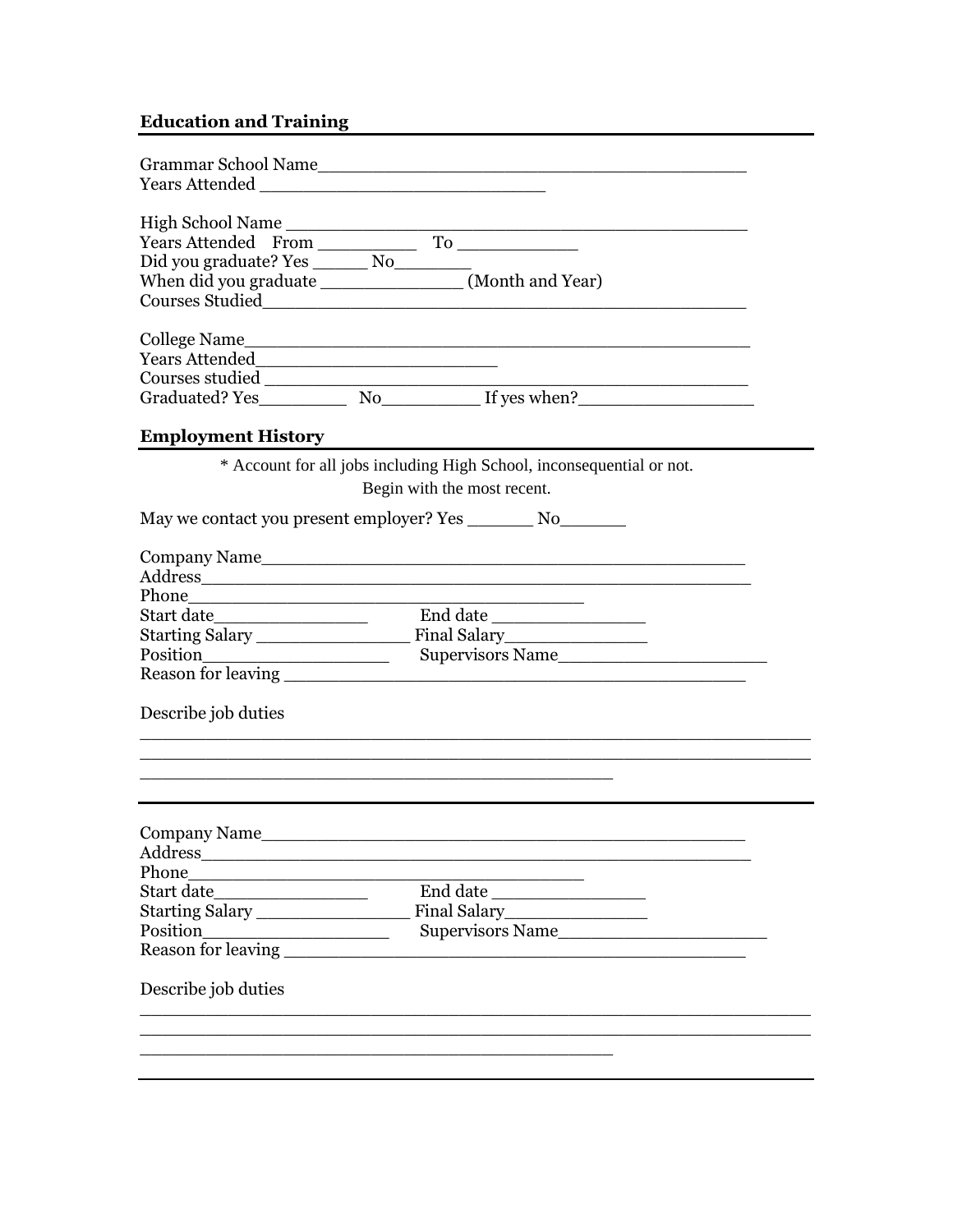## Education and Training

Grammar School Name________________________________________
Years Attended ___________________________

High School Name ___________________________________________
Years Attended From _________ To ___________
Did you graduate? Yes _____ No_______
When did you graduate _____________ (Month and Year)
Courses Studied_____________________________________________

College Name_______________________________________________
Years Attended_______________________
Courses studied _____________________________________________
Graduated? Yes________ No_________ If yes when?________________

## Employment History

* Account for all jobs including High School, inconsequential or not.
Begin with the most recent.

May we contact you present employer? Yes ______ No______

Company Name______________________________________________
Address___________________________________________________
Phone__________________________________________
Start date_______________ End date _______________
Starting Salary _______________ Final Salary______________
Position__________________ Supervisors Name____________________
Reason for leaving ____________________________________________

Describe job duties

______________________________________________________________
______________________________________________________________
_____________________________________________

---

Company Name______________________________________________
Address___________________________________________________
Phone__________________________________________
Start date_______________ End date _______________
Starting Salary _______________ Final Salary______________
Position__________________ Supervisors Name____________________
Reason for leaving ____________________________________________

Describe job duties

______________________________________________________________
______________________________________________________________
_____________________________________________

---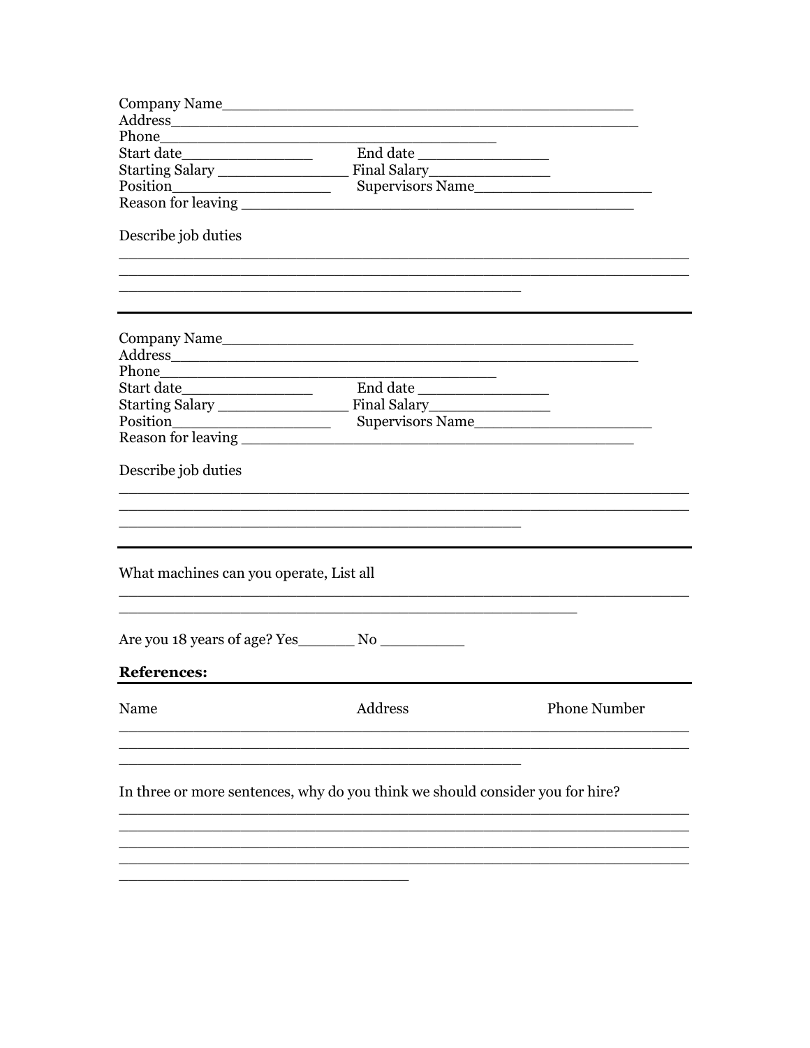Company Name_______________________________________________
Address____________________________________________________
Phone_____________________________________
Start date_______________ End date _______________
Starting Salary _______________ Final Salary______________
Position_________________ Supervisors Name____________________
Reason for leaving ________________________________________

Describe job duties

_______________________________________________________________
_______________________________________________________________
____________________________________________

---

Company Name_______________________________________________
Address____________________________________________________
Phone_____________________________________
Start date_______________ End date _______________
Starting Salary _______________ Final Salary______________
Position_________________ Supervisors Name____________________
Reason for leaving ________________________________________

Describe job duties

_______________________________________________________________
_______________________________________________________________
____________________________________________

---

What machines can you operate, List all

_______________________________________________________________
__________________________________________________

Are you 18 years of age? Yes_______ No __________

**References:**

---

| Name | Address | Phone Number |
| --- | --- | --- |
| | | |
| | | |
| | | |

In three or more sentences, why do you think we should consider you for hire?

_______________________________________________________________
_______________________________________________________________
_______________________________________________________________
_______________________________________________________________
________________________________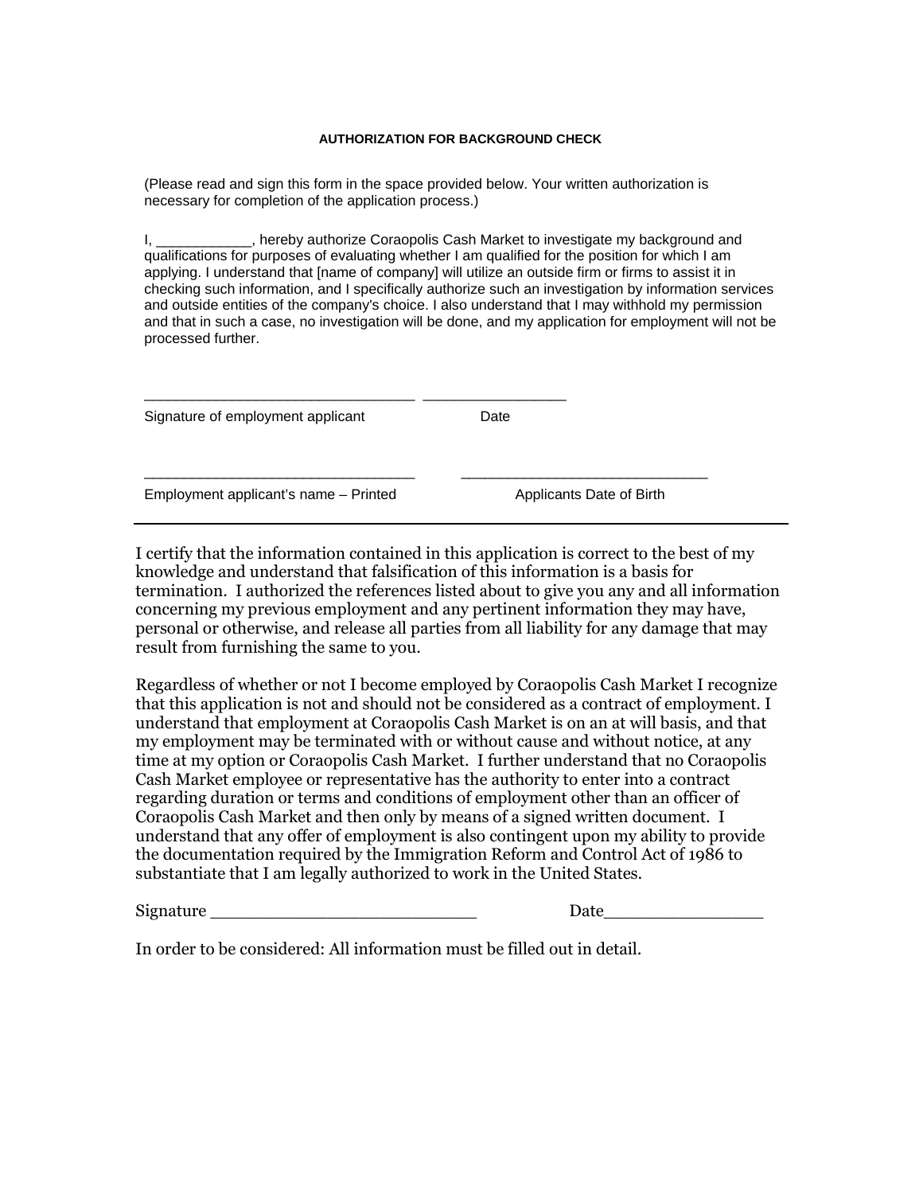### AUTHORIZATION FOR BACKGROUND CHECK

(Please read and sign this form in the space provided below. Your written authorization is necessary for completion of the application process.)

I, ___________, hereby authorize Coraopolis Cash Market to investigate my background and qualifications for purposes of evaluating whether I am qualified for the position for which I am applying. I understand that [name of company] will utilize an outside firm or firms to assist it in checking such information, and I specifically authorize such an investigation by information services and outside entities of the company's choice. I also understand that I may withhold my permission and that in such a case, no investigation will be done, and my application for employment will not be processed further.

______________________________ _______________

Signature of employment applicant Date

______________________________ ___________________________

Employment applicant's name – Printed Applicants Date of Birth

---

I certify that the information contained in this application is correct to the best of my knowledge and understand that falsification of this information is a basis for termination. I authorized the references listed about to give you any and all information concerning my previous employment and any pertinent information they may have, personal or otherwise, and release all parties from all liability for any damage that may result from furnishing the same to you.

Regardless of whether or not I become employed by Coraopolis Cash Market I recognize that this application is not and should not be considered as a contract of employment. I understand that employment at Coraopolis Cash Market is on an at will basis, and that my employment may be terminated with or without cause and without notice, at any time at my option or Coraopolis Cash Market. I further understand that no Coraopolis Cash Market employee or representative has the authority to enter into a contract regarding duration or terms and conditions of employment other than an officer of Coraopolis Cash Market and then only by means of a signed written document. I understand that any offer of employment is also contingent upon my ability to provide the documentation required by the Immigration Reform and Control Act of 1986 to substantiate that I am legally authorized to work in the United States.

Signature _________________________ Date_______________

In order to be considered: All information must be filled out in detail.